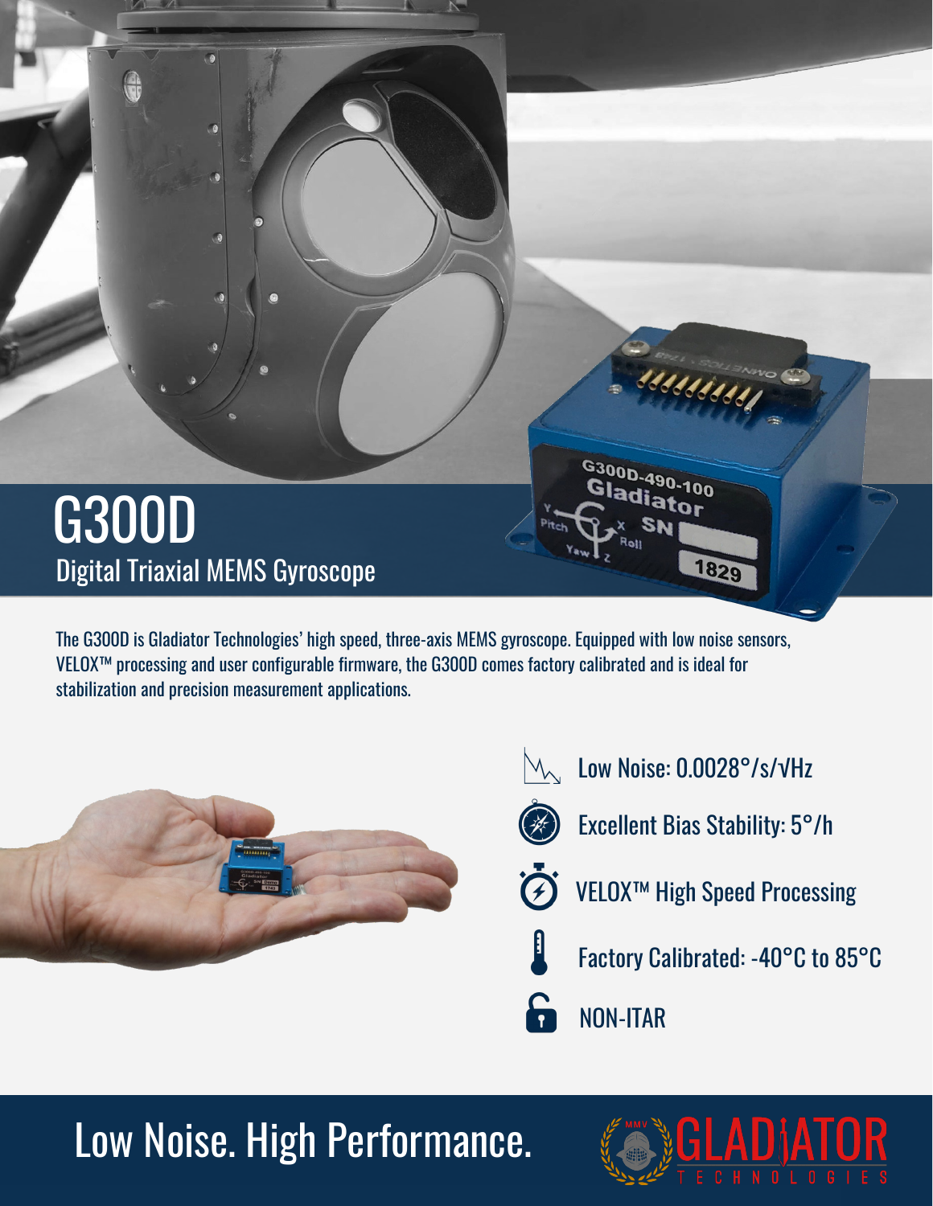# G300D

## Digital Triaxial MEMS Gyroscope

The G300D is Gladiator Technologies' high speed, three-axis MEMS gyroscope. Equipped with low noise sensors, VELOX™ processing and user configurable firmware, the G300D comes factory calibrated and is ideal for stabilization and precision measurement applications.

- Low Noise: 0.0028°/s/√Hz
- Excellent Bias Stability: 5°/h
- VELOX™ High Speed Processing
- Factory Calibrated: -40°C to 85°C
- NON-ITAR

## Low Noise. High Performance.

GLADIATOR TECHNOLOGIES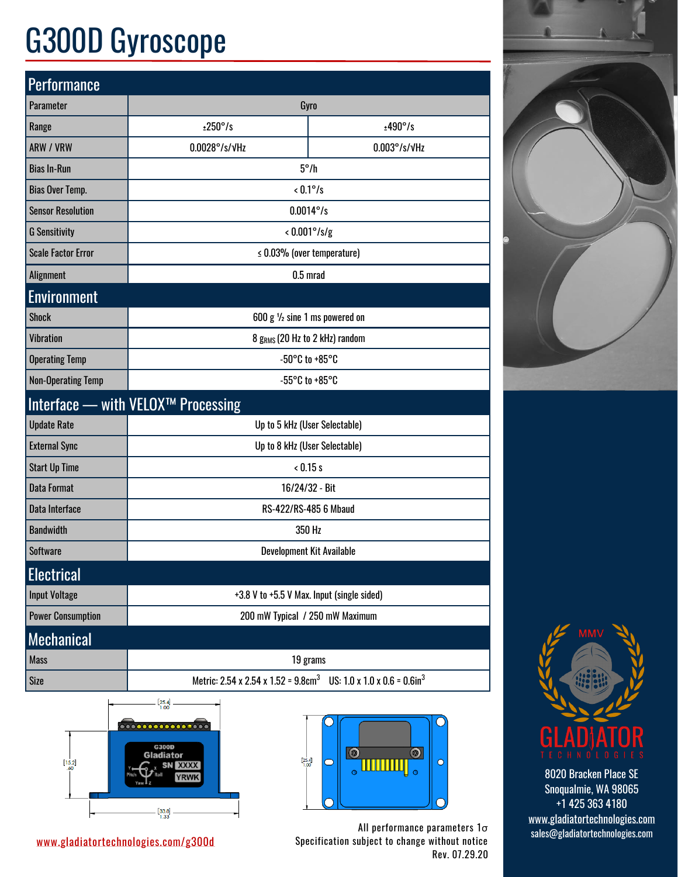# G300D Gyroscope

| Performance | | |
|---|---|---|
| Parameter | Gyro | |
| Range | ±250°/s | ±490°/s |
| ARW / VRW | 0.0028°/s/√Hz | 0.003°/s/√Hz |
| Bias In-Run | 5°/h | |
| Bias Over Temp. | < 0.1°/s | |
| Sensor Resolution | 0.0014°/s | |
| G Sensitivity | < 0.001°/s/g | |
| Scale Factor Error | ≤ 0.03% (over temperature) | |
| Alignment | 0.5 mrad | |

| Environment | |
|---|---|
| Shock | 600 g ½ sine 1 ms powered on |
| Vibration | 8 $g_{RMS}$ (20 Hz to 2 kHz) random |
| Operating Temp | -50°C to +85°C |
| Non-Operating Temp | -55°C to +85°C |

| Interface — with VELOX™ Processing | |
|---|---|
| Update Rate | Up to 5 kHz (User Selectable) |
| External Sync | Up to 8 kHz (User Selectable) |
| Start Up Time | < 0.15 s |
| Data Format | 16/24/32 - Bit |
| Data Interface | RS-422/RS-485 6 Mbaud |
| Bandwidth | 350 Hz |
| Software | Development Kit Available |

| Electrical | |
|---|---|
| Input Voltage | +3.8 V to +5.5 V Max. Input (single sided) |
| Power Consumption | 200 mW Typical / 250 mW Maximum |

| Mechanical | |
|---|---|
| Mass | 19 grams |
| Size | Metric: 2.54 x 2.54 x 1.52 = 9.8cm$^3$ US: 1.0 x 1.0 x 0.6 = 0.6in$^3$ |

[25.4] 1.00

[15.2] .60

[33.8] 1.33

G300D Gladiator SN XXXX YRWK

[25.4] 1.00

www.gladiatortechnologies.com/g300d

All performance parameters 1σ
Specification subject to change without notice
Rev. 07.29.20

MMV
GLADIATOR TECHNOLOGIES

8020 Bracken Place SE
Snoqualmie, WA 98065
+1 425 363 4180
www.gladiatortechnologies.com
sales@gladiatortechnologies.com